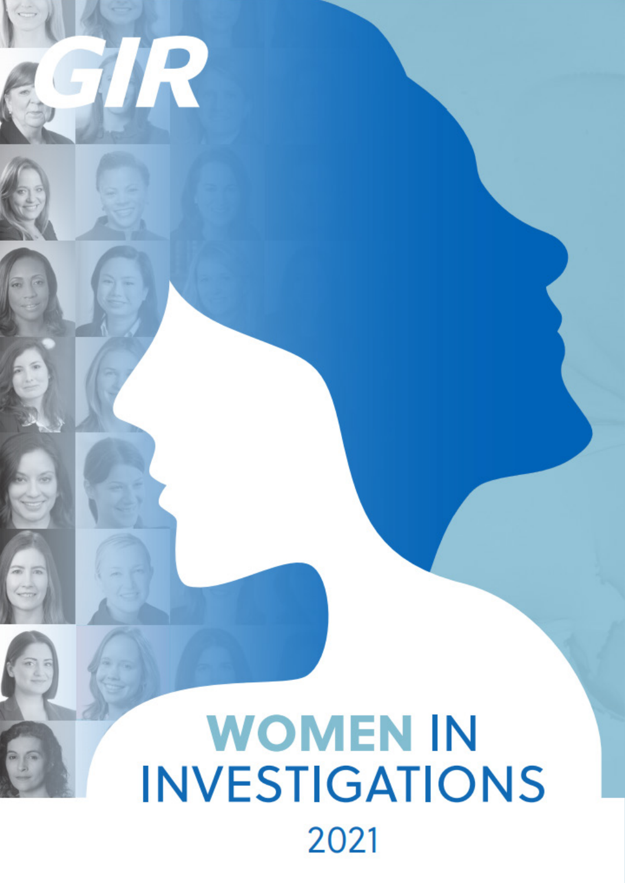GIR

# WOMEN IN INVESTIGATIONS

2021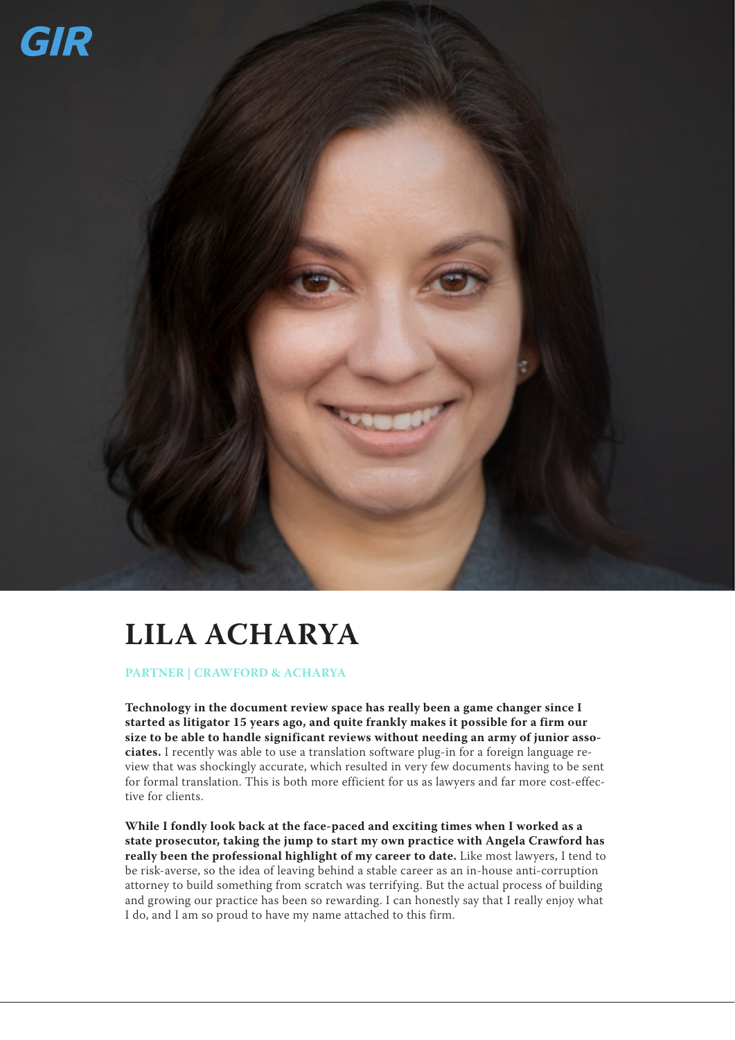# LILA ACHARYA

PARTNER | CRAWFORD & ACHARYA

**Technology in the document review space has really been a game changer since I started as litigator 15 years ago, and quite frankly makes it possible for a firm our size to be able to handle significant reviews without needing an army of junior associates.** I recently was able to use a translation software plug-in for a foreign language review that was shockingly accurate, which resulted in very few documents having to be sent for formal translation. This is both more efficient for us as lawyers and far more cost-effective for clients.

**While I fondly look back at the face-paced and exciting times when I worked as a state prosecutor, taking the jump to start my own practice with Angela Crawford has really been the professional highlight of my career to date.** Like most lawyers, I tend to be risk-averse, so the idea of leaving behind a stable career as an in-house anti-corruption attorney to build something from scratch was terrifying. But the actual process of building and growing our practice has been so rewarding. I can honestly say that I really enjoy what I do, and I am so proud to have my name attached to this firm.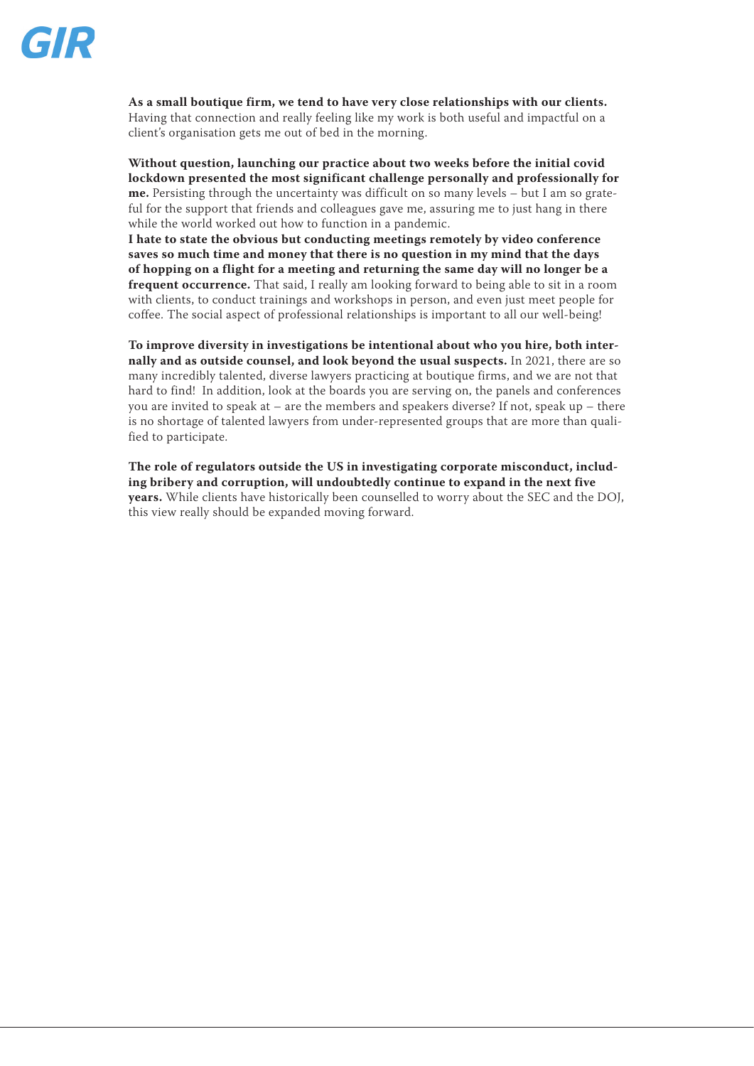**As a small boutique firm, we tend to have very close relationships with our clients.** Having that connection and really feeling like my work is both useful and impactful on a client's organisation gets me out of bed in the morning.

**Without question, launching our practice about two weeks before the initial covid lockdown presented the most significant challenge personally and professionally for me.** Persisting through the uncertainty was difficult on so many levels – but I am so grateful for the support that friends and colleagues gave me, assuring me to just hang in there while the world worked out how to function in a pandemic.

**I hate to state the obvious but conducting meetings remotely by video conference saves so much time and money that there is no question in my mind that the days of hopping on a flight for a meeting and returning the same day will no longer be a frequent occurrence.** That said, I really am looking forward to being able to sit in a room with clients, to conduct trainings and workshops in person, and even just meet people for coffee. The social aspect of professional relationships is important to all our well-being!

**To improve diversity in investigations be intentional about who you hire, both internally and as outside counsel, and look beyond the usual suspects.** In 2021, there are so many incredibly talented, diverse lawyers practicing at boutique firms, and we are not that hard to find! In addition, look at the boards you are serving on, the panels and conferences you are invited to speak at – are the members and speakers diverse? If not, speak up – there is no shortage of talented lawyers from under-represented groups that are more than qualified to participate.

**The role of regulators outside the US in investigating corporate misconduct, including bribery and corruption, will undoubtedly continue to expand in the next five years.** While clients have historically been counselled to worry about the SEC and the DOJ, this view really should be expanded moving forward.